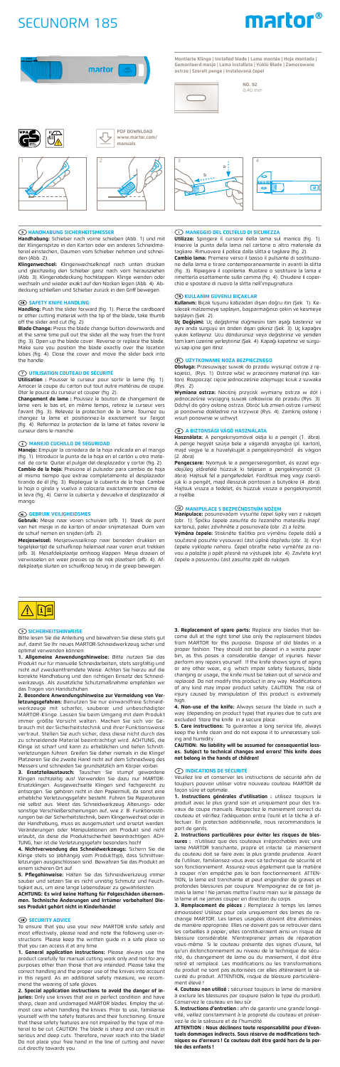# SECUNORM 185

martor®

Montierte Klinge | Installed blade | Lame montée | Hoja montada | Gemonteerd mesje | Lama installata | Yüklü Blade | Zamocowane ostrze | Szerelt penge | Instalované čepel

NO. 92
0,40 mm

PDF DOWNLOAD
www.martor.com/manuals

## D HANDHABUNG SICHERHEITSMESSER

**Handhabung:** Schieber nach vorne schieben (Abb. 1) und mit der Klingenspitze in den Karton oder ein anderes Schneidmaterial einstechen, Daumen vom Schieber nehmen und schneiden (Abb. 2).

**Klingenwechsel:** Klingenwechselknopf nach unten drücken und gleichzeitig den Schieber ganz nach vorn herausziehen (Abb. 3). Klingenabdeckung hochklappen. Klinge wenden oder wechseln und wieder exakt auf den Nocken legen (Abb. 4). Abdeckung schließen und Schieber zurück in den Griff bewegen.

## GB SAFETY KNIFE HANDLING

**Handling:** Push the slider forward (fig. 1). Pierce the cardboard or other cutting material with the tip of the blade, take thumb off the slider and cut (fig. 2).

**Blade Change:** Press the blade change button downwards and at the same time pull out the slider all the way from the front (fig. 3). Open up the blade cover. Reverse or replace the blade. Make sure you position the blade exactly over the location lobes (fig. 4). Close the cover and move the slider back into the handle.

## F UTILISATION COUTEAU DE SÉCURITÉ

**Utilisation :** Poussez le curseur pour sortir la lame (fig. 1). Amorcer la coupe du carton ou tout autre matériau de coupe. Oter le pouce du curseur et couper (fig. 2).

**Changement de lame :** Poussez le bouton de changement de lame vers le bas et, en même temps, retirez le curseur vers l'avant (fig. 3). Relevez la protection de la lame. Tournez ou changez la lame et positionnez-la exactement sur l'ergot (fig. 4). Refermez la protection de la lame et faites revenir le curseur dans le manche.

## E MANEJO CUCHILLO DE SEGURIDAD

**Manejo:** Empujar la corredera de la hoja indicada en el mango (fig. 1). Introducir la punta de la hoja en el cartón u otro material de corte. Quitar el pulgar del desplazador y cortar (fig. 2).

**Cambio de la hoja:** Presione el pulsador para cambio de hoja al mismo tiempo que extrae completamente el desplazador tirando de él (fig. 3). Repliegue la cubierta de la hoja. Cambie la hoja o gírela y vuelva a colocarla exactamente encima de la leva (fig. 4). Cierre la cubierta y devuelva el desplazador al mango.

## NL GEBRUIK VEILIGHEIDSMES

**Gebruik:** Mesje naar voren schuiven (afb. 1). Steek de punt van het mesje in de karton of ander snijmateriaal. Duim van de schuif nemen en snijden (afb. 2).

**Mesjeswissel:** Mesjeswisselknop naar beneden drukken en tegelijkertijd de schuifknop helemaal naar voren eruit trekken (afb. 3). Mesafdekplaatje omhoog klappen. Mesje draaien of verwisselen en weer precies op de nok plaatsen (afb. 4). Afdekplaatje sluiten en schuifknop terug in de greep bewegen.

## I MANEGGIO DEL COLTELLO DI SICUREZZA

**Utilizzo:** Spingere il cursore della lama sul manico (fig. 1). Inserire la punta della lama nel cartone o altro materiale da tagliare. Rimuovere il pollice dalla slitta e tagliare (fig. 2).

**Cambio lama:** Premere verso il basso il pulsante di sostituzione della lama e tirare contemporaneamente in avanti la slitta (fig. 3). Ripiegare il coprilama. Ruotare o sostituire la lama e rimetterla esattamente sulla camma (fig. 4). Chiudere il coperchio e spostare di nuovo la slitta nell'impugnatura.

## TR KULLANIM GÜVENLI BIÇAKLAR

**Kullanım:** Bıçak tuşunu kabzadan dışarı doğru itin (Şek. 1). Kesilecek malzemeye saplayın, başparmağınızı çekin ve kesmeye başlayın (Şek. 2).

**Uç Değişimi:** Uç değiştirme düğmesini tam aşağı bastırınız ve aynı anda sürgüyü en önden dışarı çekiniz (Şek. 3). Uç kapağını yukarı katlayınız. Ucu döndürünüz veya değiştiriniz ve yeniden tam kam üzerine yerleştiriniz (Şek. 4). Kapağı kapatınız ve sürgüyü sap içine geri itiniz.

## PL UŻYTKOWANIE NOŻA BEZPIECZNEGO

**Obsługa:** Przesuwając suwak do przodu wysunąć ostrze z rękojeści, (Rys. 1). Ostrze wbić w przeciany materiał (np. karton). Rozpocząć cięcie jednocześnie zdejmując kciuk z suwaka (Rys. 2).

**Wymiana ostrza:** Naciśnij przycisk wymiany ostrza w dół i jednocześnie wyciągnij suwak całkowicie do przodu (Rys. 3). Odchyl do góry osłonę ostrza. Obróć lub zmień ostrze i umieść je ponownie dokładnie na krzywce (Rys. 4). Zamknij osłonę i wsuń ponownie w uchwyt.

## H A BIZTONSÁGI VÁGÓ HASZNÁLATA

**Használata:** A pengekinyomóval előre a pengét (1. ábra). A penge hegyét szúrja bele a vágandó anyagba (pl. karton), majd vegye le a hüvelykujját a pengekinyomóról és vágjon (2. ábra).

**Pengecsere:** Nyomjuk le a pengecseregombot, és ezzel egyidejűleg előrefelé húzzuk ki teljesen a pengekinyomót (3. ábra). Hajtsuk fel a pengefedelet. Fordítsuk meg vagy cseréljük ki a pengét, majd illesszük pontosan a bütyökre (4. ábra). Hajtsuk vissza a fedelet, és húzzuk vissza a pengekinyomót a nyélbe.

## CZ MANIPULACE S BEZPEČNOSTNÍM NOŽEM

**Manipulace:** posunovačem vysuňte čepel špičky ven z rukojeti (obr. 1). Špičku čepele zasuňte do řezaného materiálu (např. kartonu), palec zdvihněte z posunovače (obr. 2) a řežte.

**Výměna čepele:** Stiskněte tlačítko pro výměnu čepele dolů a současně posuňte vysouvací část úplně dopředu (obr. 3). Kryt čepele vyklopte nahoru. Čepel otočte nebo vyměňte za novou a položte ji opět přesně na výstupek (obr. 4). Zavřete kryt čepele a posuvnou část zasuňte zpět do rukojeti.

## D SICHERHEITSHINWEISE

Bitte lesen Sie die Anleitung und bewahren Sie diese stets gut auf, damit Sie Ihr neues MARTOR Schneidwerkzeug sicher und optimal verwenden können.

**1. Allgemeine Anwendungshinweise:** Bitte nutzen Sie das Produkt nur für manuelle Schneidarbeiten, stets sorgfältig und nicht auf zweckentfremdete Weise. Achten Sie hierzu auf die korrekte Handhabung und den richtigen Einsatz des Schneidwerkzeugs. Als zusätzliche Schutzmaßnahme empfehlen wir das Tragen von Handschuhen.

**2. Besondere Anwendungshinweise zur Vermeidung von Verletzungsgefahren:** Benutzen Sie nur einwandfreie Schneidwerkzeuge mit scharfer, sauberer und unbeschädigter MARTOR-Klinge. Lassen Sie beim Umgang mit dem Produkt immer größte Vorsicht walten. Machen Sie sich vor Gebrauch mit der Sicherheitstechnik und ihrer Funktionsweise vertraut. Stellen Sie auch sicher, dass diese nicht durch das zu schneidende Material beeinträchtigt wird. ACHTUNG, die Klinge ist scharf und kann zu erheblichen und tiefen Schnittverletzungen führen. Greifen Sie daher niemals in die Klinge! Platzieren Sie die zweite Hand nicht auf dem Schneidweg des Messers und schneiden Sie grundsätzlich am Körper vorbei.

**3. Ersatzteilaustausch:** Tauschen Sie stumpf gewordene Klingen rechtzeitig aus! Verwenden Sie dazu nur MARTOR-Ersatzklingen. Ausgewechselte Klingen sind fachgerecht zu entsorgen. Sie gehören nicht in den Papiermüll, da sonst eine erhebliche Verletzungsgefahr besteht. Führen Sie Reparaturen nie selbst aus. Weist das Schneidwerkzeug Alterungs- oder sonstige Verschleißerscheinungen auf, wie z. B. Funktionsstörungen bei der Sicherheitstechnik, beim Klingenwechsel oder in der Handhabung, muss es ausgemustert und ersetzt werden. Veränderungen oder Manipulationen am Produkt sind nicht erlaubt, da diese die Produktsicherheit beeinträchtigen. ACHTUNG, hier ist die Verletzungsgefahr besonders hoch!

**4. Nichtverwendung des Schneidwerkzeugs:** Sichern Sie die Klinge stets so (abhängig vom Produkttyp), dass Schnittverletzungen ausgeschlossen sind. Bewahren Sie das Produkt an einem sicheren Ort auf.

**5. Pflegehinweise:** Halten Sie das Schneidwerkzeug immer sauber und setzen Sie es nicht unnötig Schmutz und Feuchtigkeit aus, um eine lange Lebensdauer zu gewährleisten.

**ACHTUNG: Es wird keine Haftung für Folgeschäden übernommen. Technische Änderungen und Irrtümer vorbehalten! Dieses Produkt gehört nicht in Kinderhände!**

## GB SECURITY ADVICE

To ensure that you use your new MARTOR knife safely and most effectively, please read and note the following user-instructions. Please keep the written guide in a safe place so that you can access it at any time.

**1. General application instructions:** Please always use the product carefully for manual cutting work only and not for any purposes other than those that are intended. Please take the correct handling and the proper use of the knives into account in this regard. As an additional safety measure, we recommend the wearing of safe gloves.

**2. Special application instructions to avoid the danger of injuries:** Only use knives that are in perfect condition and have sharp, clean and undamaged MARTOR blades. Employ the utmost care when handling the knives. Prior to use, familiarise yourself with the safety features and their functioning. Ensure that these safety features are not impaired by the type of material to be cut. CAUTION: The blade is sharp and can result in serious and deep cuts. Therefore, never reach into the blade! Do not place your free hand in the line of cutting and never cut directly towards you.

**3. Replacement of spare parts:** Replace any blades that become dull at the right time! Use only the replacement blades from MARTOR for this purpose. Dispose of old blades in a proper fashion. They should not be placed in a waste paper bin, as this poses a considerable danger of injuries. Never perform any repairs yourself. If the knife shows signs of aging or any other wear, e.g. which impair safety features, blade changing or usage, the knife must be taken out of service and replaced. Do not modify this product in any way. Modifications of any kind may impair product safety. CAUTION: The risk of injury caused by manipulation of this product is extremely high.

**4. Non-use of the knife:** Always secure the blade in such a way (depending on product type) that injuries due to cuts are excluded. Store the knife in a secure place.

**5. Care instructions:** To guarantee a long service life, always keep the knife clean and do not expose it to unnecessary soiling and humidity.

**CAUTION: No liability will be assumed for consequential losses. Subject to technical changes and errors! This knife does not belong in the hands of children!**

## F INDICATIONS DE SÉCURITÉ

Veuillez lire et conserver les instructions de sécurité afin de pouvoir utiliser votre nouveau couteau MARTOR de façon sûre et optimale.

**1. Instructions générales d'utilisation :** utilisez toujours le produit avec le plus grand soin et uniquement pour des travaux de coupe manuels. Respectez le maniement correct du couteau et vérifiez l'adéquation entre l'outil et la tâche à effectuer. En protection additionnelle, nous recommandons le port de gants.

**2. Instructions particulières pour éviter les risques de blessures :** n'utilisez que des couteaux irréprochables avec une lame MARTOR tranchante, propre et intacte. Le maniement du couteau doit se faire avec la plus grande prudence. Avant de l'utiliser, familiarisez-vous avec sa technique de sécurité et son fonctionnement. Assurez-vous également que la matière à couper n'en empêche pas le bon fonctionnement. ATTENTION, la lame est tranchante et peut engendrer de graves et profondes blessures par coupure. N'empoignez de ce fait jamais la lame ! Ne jamais mettre l'autre main sur le passage de la lame et ne jamais couper en direction du corps.

**3. Remplacement de pièces :** Remplacez à temps les lames émoussées! Utilisez pour cela uniquement des lames de rechange MARTOR. Les lames usagées doivent être éliminées de manière appropriée. Elles ne doivent pas se retrouver dans les corbeilles à papier, elles constitueraient ainsi un risque de blessure considérable. N'entreprenez jamais de réparation vous-même. Si le couteau présente des signes d'usure, tel qu'un dysfonctionnement au niveau de la technique de sécurité, du changement de lame ou du maniement, il doit être retiré et remplacé. Les modifications ou les transformations du produit ne sont pas autorisées car elles altéreraient la sécurité du produit. ATTENTION, risque de blessure particulièrement élevé !

**4. Couteau non utilisé :** sécurisez toujours la lame de manière à exclure les blessures par coupure (selon le type du produit). Conservez le couteau en lieu sûr.

**5. Instructions d'entretien :** afin de garantir une grande longévité, veillez constamment à la propreté du couteau et préservez-le de la salissure et de l'humidité.

**ATTENTION : Nous déclinons toute responsabilité pour d'éventuels dommages indirects. Sous réserve de modifications techniques ou d'erreurs ! Ce couteau doit être gardé hors de la portée des enfants !**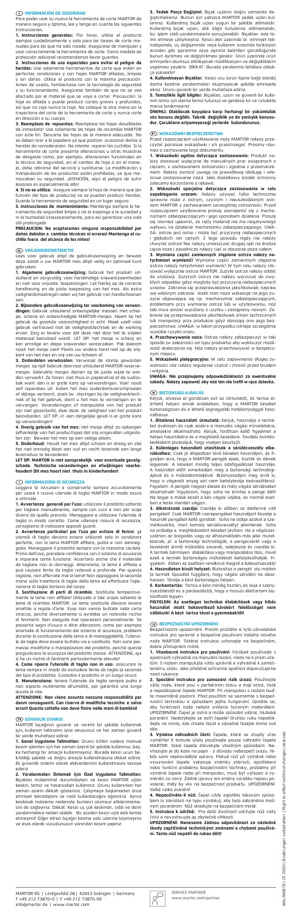## ES INFORMACIÓN DE SEGURIDAD

Para poder usar su nueva la herramienta de corte MARTOR de manera segura y óptima, lea y tenga en cuenta las siguientes instrucciones.

**1. Instrucciones generales:** Por favor, utilice el producto siempre cuidadosamente y solo para las tareas de corte manuales para las que ha sido creado. Asegúrese de manipular y usar correctamente la herramienta de corte. Como medida de protección adicional recomendamos llevar guantes.

**2. Instrucciones de uso especiales para evitar el peligro de heridas:** Use solamente herramientas de corte que estén en perfectas condiciones y con hojas MARTOR afiladas, limpias y sin daños. Utilice el producto con la máxima precaución. Antes de usarlo, familiarícese con la tecnología de seguridad y su funcionamiento. Asegúrese también de que no se vea afectado por el material que se vaya a cortar. Precaución: la hoja es afilada y puede producir cortes graves y profundos, así que no coja nunca la hoja. No coloque la otra mano en la trayectoria del corte de la herramienta de corte y nunca corte en dirección a su cuerpo.

**3. Reemplazo de repuestos:** Reemplace las hojas desafiladas de inmediato! Use solamente las hojas de recambio MARTOR con este fin. Deseche las hojas de la manera adecuada. No se deben tirar a la papelera ya que podrían ocasionar daños o heridas de consideración. No intente reparar los cuchillos. Si la herramienta de corte presenta alteraciones o vicios manifiestos de desgaste como, por ejemplo, alteraciones funcionales en la técnica de seguridad, en el cambio de hoja o en el mango, debe retirarse del servicio y sustituirse. La modificación y manipulación de los productos están prohibidas, ya que menoscaban su seguridad. ¡ATENCIÓN, aquí el peligro de sufrir lesiones es especialmente alto!

**4. Si no se utiliza:** Asegure siempre la hoja de manera que (en función del tipo de producto) no se puedan producir heridas. Guarde la herramienta de seguridad en un lugar seguro.

**5. Instrucciones de mantenimiento:** Mantenga siempre la herramienta de seguridad limpia y no la exponga a la suciedad y ni la humedad innecesariamente, para así garantizar una vida útil prolongada.

**PRECAUCIÓN: No aceptaremos ninguna responsabilidad por daños debidos a cambios técnicos ni errores! Mantenga el cuchillo fuera del alcance de los niños!**

## NL VEILIGHEIDSINSTRUCTIE

Lees voor gebruik altijd de gebruiksaanwijzing en bewaar deze zodat u uw MARTOR mes altijd veilig en optimaal kunt gebruiken.

**1. Algemene gebruiksaanwijzing:** Gebruik het product uitsluitend en zorgvuldig voor handmatige snijwerkzaamheden en niet voor onjuiste toepassingen. Let hierbij op de correcte handhaving en de juiste toepassing van het mes. Als extra veiligheidsmaatregel raden wij het gebruik van handschoenen aan.

**2. Bijzondere gebruiksaanwijzing ter voorkoming van verwondingen:** Gebruik uitsluitend onbeschadigde messen met scherpe, schone en onbeschadigde MARTOR-mesjes. Neem bij het gebruik de grootste voorzichtigheid in acht. Maak uzelf vóór gebruik vertrouwd met de veiligheidstechniek en de werking ervan. Zorg er tevens voor dat deze niet door het te snijden materiaal beïnvloed wordt. LET OP: het mesje is scherp en kan ernstige en diepe snijwonden veroorzaken. Pak daarom nooit het mesje vast! Plaats uw andere hand niet op de snijkant van het mes en snij van uw lichaam af.

**3. Onderdelen vervwisselen:** Verwissel de stomp geworden mesjes op tijd! Gebruik daarvoor uitsluitend MARTOR-reservemesjes. Gebruikte mesjes dienen op de juiste wijze te worden verwerkt. Ze horen niet thuis in papierafval of de vuilnisbak want dan is er grote kans op verwondingen. Voer nooit zelf reparaties uit. Indien het mes ouderdomsverschijnselen of slijtage vertoont, zoals bv. storingen bij de veiligheidstechniek of bij het gebruik, dient u het mes te vervangen. Het product mag niet worden omgebouwd of gemanipuleerd, omdat het product zijn niet geoorloofd, daar deze de veiligheid van het product beïnvloeden. LET OP, in een dergelijke geval is er grote kans op verwondingen!

**4. Ovenig gebruik van het mes:** Het mesje altijd zo opbergen (afhankelijk van het producttype) dat snij-ongevallen uitgesloten zijn. Bewaar het mes op een veilige plaats.

**5. Onderhoud:** Houdt het mes altijd schoon en droog en stel het niet onnodig bloot aan vuil en vocht teneinde een lange levensduur te bevorderen.

**LET OP: MARTOR is niet aansprakelijk voor eventuele gevolgschade. Technische veranderingen en afwijkingen voorbehouden! Dit mes hoort niet thuis in kinderhanden!**

## IT INFORMAZIONI DI SICUREZZA

Leggere le istruzioni e conservarle sempre accuratamente per usare il nuovo utensile di taglio MARTOR in modo sicuro e ottimale.

**1. Avvertenze generali per l'uso:** utilizzare il prodotto soltanto per tagliare manualmente, sempre con cura e non per scopi diversi da quello previsto. Maneggiare e utilizzare l'utensile di taglio in modo corretto. Come ulteriore misura di sicurezza, consigliamo di indossare appositi guanti.

**2. Avvertenze particolari per l'uso per evitare di ferirsi:** gli utensili di taglio devono essere utilizzati solo in condizioni perfette, con la lama MARTOR affilata, pulita e non danneggiata. Maneggiare il prodotto sempre con la massima cautela. Prima dell'uso, prendere confidenza con il sistema di sicurezza e imparare come funziona. Accertarsi anche che il materiale da tagliare non lo danneggi. Attenzione, la lama è affilata e può causare ferite da taglio notevoli e profonde. Per questa ragione, non afferrare mai la lama! Non appoggiare la seconda mano sulla traiettoria di taglio della lama ed effettuare l'operazione di taglio lontano dal corpo.

**3. Sostituzione di parti di ricambio:** Sostituire tempestivamente le lame non affilate! Utilizzate a tale scopo soltanto le lame di ricambio MARTOR. Le lame sostituite devono essere smaltite a regola d'arte. Esse non vanno buttate nella carta straccia, perché diversamente si avrebbe un notevole rischio di ferimenti. Non eseguite mai riparazioni personalmente. Se presente segni d'usura o altre alterazioni, come per esempio anomalie di funzionamento del sistema di sicurezza, problemi durante la sostituzione della lama o di maneggiabilità, l'utensile da taglio deve essere buttato via e sostituito. Non sono permesse modifiche o manipolazioni del prodotto, perché queste pregiudicano la sicurezza del prodotto stesso. ATTENZIONE, qui si ha un rischio di ferimenti particolarmente elevato!

**4. Come riporre l'utensile di taglio non in uso:** assicurare la lama sempre in modo da escludere ferite da taglio (a seconda del tipo di prodotto). Custodire il prodotto in un luogo sicuro.

**5. Manutenzione:** tenere l'utensile da taglio sempre pulito e non esporlo inutilmente all'umidità, per garantire una lunga durata di vita.

**ATTENZIONE: Non viene assunta nessuna responsabilità per danni conseguenti. Con riserva di modifiche tecniche e salvo errori! Questo coltello non deve finire nelle mani di bambini!**

## TR GÜVENLIK UYARISI

MARTOR bıçağınızı güvenli ve verimli bir şekilde kullanmak için, kullanım talimatını iyice okuyunuz ve her zaman güvenli bir yerde muhafaza ediniz.

**1. Genel Uygulama Talimatları:** Ürünü lütfen sadece manuel kesim işlemleri için her zaman özenli bir şekilde kullanınız, başka herhangi bir amaçla kullanmayınız. Burada kesici ucun belirtildiği şekilde ve doğru amaçla kullanılmasına dikkat ediniz. Ek güvenlik önlemi olarak eldivenlerinin kullanılmasını tavsiye ederiz.

**2. Yaralanmaları Önlemek İçin Özel Uygulama Talimatları:** Bıçakları mükemmel durumdayken ve kesici MARTOR uçları keskin, temiz ve hasarsızken kullanınız. Ürünü kullanırken her zaman azami dikkati gösteriniz. Çalışmaya başlamadan önce emniyet teknolojisini ve nasıl kullanılacağını öğreniniz. Ayrıca kesilecek malzeme nedeniyle bunların olumsuz etkilenmemesini de sağlayınız. Dikkat: Kesici uç çok keskindir, ciddi ve derin yaralanmalara neden olabilir. Bu yüzden kesici uçla asla temas etmeyiniz! Diğer elinizi bıçağın kesme yolu üzerine koymayınız ve esas olarak vücudunuzun yanından kesim yapınız.

**3. Yedek Parça Değişimi:** Bıçak uçlarını doğru zamanda değiştirmelisiniz. Bunun için yalnızca MARTOR yedek uçları kullanınız. Kullanılmış bıçak uçları uygun bir şekilde atılmalıdır. Kullanılmış bıçak uçları, aksi kâğıt kutularına atılmamalıdır, bu işlem ciddi yaralanmalara sonuçlanabilir. Bıçakları asla tamir etmeye çalışmayınız. Kesici alet üzerinde ör. emniyet teknolojisinde, uç değişiminde veya kullanım sırasında fonksiyon arızaları gibi yıpranma veya aşınma belirtileri görüldüğünde bunun ayrılması ve değiştirilmesi gerekir. Ürün üzerinde ürün emniyetini olumsuz etkileyecek modifikasyon ve değişikliklerin yapılması yasaktır. DİKKAT: Burada yaralanma tehlikesi oldukça yüksektir!

**4. Kullanılmayan Bıçaklar:** Kesici ucu (ürün tipine bağlı olarak) daima kesilme yaralanmaları oluşmayacak şekilde emniyete alınız. Ürünü güvenli bir yerde muhafaza ediniz.

**5. Temizlikle ilgili bilgiler:** Bıçakları, uzun ve güvenli bir kullanım ömrü için daima temiz tutunuz ve gereksiz kir ve rutubete maruz bırakmayınız.

**ÖNEMLİ: Olabilecek kayıplara karşı herhangi bir yükümlülük söz konusu değildir. Teknik değişiklik ya da yanlışlık konusudur. Çocukların erişemeyeceği yerlerde bulundurunuz.**

## PL WSKAZÓWKI BEZPIECZEŃSTWA

Przed rozpoczęciem użytkowania nowy MARTOR należy przeczytać poniższe wskazówki i ich przestrzegać. Prosimy również o zachowanie tego dokumentu.

**1. Wskazówki ogólne dotyczące zastosowania:** Produkt należy stosować wyłącznie do manualnych prac związanych z cięciem, z zachowaniem ostrożności i zgodnie z przeznaczeniem. Należy zwrócić uwagę na prawidłową obsługę i właściwe zastosowanie noża. Jako dodatkowy środek ochronny zalecamy korzystanie z rękawic.

**2. Wskazówki specjalne dotyczące zastosowania w celu zapobiegania urazom:** Należy używać tylko technicznie sprawne noże z ostrym, czystym i nieuszkodzonym ostrzem MARTOR z zachowaniem szczególnej ostrożności. Przed rozpoczęciem użytkowania proszę zaznajomić się z mechanizmem zabezpieczającym i jego sposobem działania. Proszę się również upewnić, że cięty materiał nie ma negatywnego wpływu na działanie mechanizmu zabezpieczającego. UWAGA: ostrze jest ostrie i może być przyczyną niebezpiecznych i głębokich ran ciętych. Z tego powodu nigdy nie należy chwytać ostrza! Nie należy umieszczać drugiej ręki na drodze cięcia noża i zasadniczo należy ciąć w oboczną poza ciałem.

**3. Wymiana części zamiennych stępione ostrza należy natychmiast wymienić!** Wymiana części zamiennych stępione ostrza należy natychmiast wymienić! W tym celu należy stosować wyłącznie ostrza MARTOR. Zużyte ostrza należy oddać do utylizacji. Zużytych ostrzy nie należy wyrzucać do zwykłych odpadów gdyż mogłyby być przyczyną niebezpiecznych urazów. Zabrania się przeprowadzania jakichkolwiek napraw we własnym zakresie. Jeżeli stan noża wskazuje na jego zużycie objawiające się np. mechanizmie zabezpieczającym, problemami przy wymianie ostrza lub w użytkowaniu, nóż taki musi zostać wycofany z użytku i zastąpiony nowym. Zabrania się przeprowadzania jakichkolwiek zmian technicznych lub manipulacji przy produkcie gdyż obniżają one jego bezpieczeństwo. UWAGA: w takim przypadku istnieje szczególnie wysokie ryzyko urazu.

**4. Przechowywanie noża:** Ostrze należy zabezpieczyć w taki sposób (w zależności od typu produktu) aby wykluczyć możliwość skaleczenia się. Nóż należy przechowywać w bezpiecznym miejscu.

**5. Wskazówki pielęgnacyjne:** W celu zapewnienia długiej żywotności noż należy regularnie czyścić i chronić przed brudem i wilgocią.

**UWAGA: Nie przejmujemy odpowiedzialności za ewentualne szkody. Należy zapewnić aby nóż ten nie trafił w ręce dziecka.**

## HU BIZTONSÁGI AJÁNLÁS

Kérjük, olvassa el gondosan ezt az útmutatót, és tartsa elérhető helyen annak érdekében, hogy a MARTOR késeket biztonságosan és a lehető legnagyobb hatékonysággal használhassa.

**1. Általános használati útmutató:** Kérjük, használja a terméket gondosan és csak azokra a manuális vágási műveletekre, amelyekre alkalmazható. Kérjük, fordítson külö figyelmet a helyes használatra és a megfelelő kezelésre. További óvintézkedésként javasoljuk, hogy viseljen kesztyűt.

**2. Különleges használati utasítások a sérülésveszély elkerülésére:** Csak jó állapotban lévő késeket használjon, és figyeljen arra, hogy a MARTOR-pengék élesek, tiszták és ép sérülés legyenek. A késeket mindig teljes odafigyeléssel használja. A használat előtt ismerkedjen meg a biztonsági technológiájával és a működésmódjával. Bizonyosodjon meg arról is, hogy a vágandó anyag ezt nem befolyásolja kedvezőtlenül. Figyelem: A pengék nagyon élesek és mély vágási sérüléseket okozhatnak! Vigyázzon, hogy soha ne érintse a penge élét! Ne tegye a másik kezét a kés vágási útjába, és normál esetben a teste mentén vágjon.

**3. Alkatrészek cseréje:** Cserélje ki időben az élettelenné vált pengéket! Csak MARTOR-cserepengéket használjon! Kezelje a használt pengéket kellő gonddal. Soha ne dobja azokat a szemétkosárba, mert komoly sérülésveszélyt jelentenek. Soha ne próbálja a meghibásodott késeket javítani. Ha a vágószerszámon az öregedés vagy az elhasználódás más jelei mutatkoznak, pl. a biztonsági technológiát, a pengecserét vagy a kezelését érintő működési zavarok, selejtezze és cserélje ki. A termék bármilyen átalakítása vagy manipulálása tilos, mivel ezek a termék biztonságos működését befolyásolhatják. Figyelem: Ebben az esetben rendkívül magas a balesetveszély!

**4. Használaton kívüli helyzet:** Biztosítsa a pengét úgy módon (a termék típusától függően), hogy vágási sérülést ne okozhasson. Tárolja a kést biztonságos helyen.

**5. Karbantartás:** Tartsa a kést mindig tisztán, és óvja a szennyeződéstől és a párásodástól, hogy a hosszú élettartam biztosítható legyen.

**FIGYELEM: Az esetleges technikai átalakítások vagy hibás használat miatt bekövetkező károkért felelősséget nem vállalunk! A kést tartsa távol a gyermekektől!**

## CS BEZPEČNOSTNÍ UPOZORNĚNÍ

Bezpečnostní upozornění. Prosím pročtěte si tyto uživatelské instrukce pro správné a bezpečné používání Vašeho nového nože MARTOR. Tištěné instrukce uchovejte na bezpečném, dobře přístupném místě.

**1. Všeobecné instrukce pro používání:** Výrobek používejte s opatrností výhradně na manuální řezání, nikdy ne k jiným účelům. S nožem manipulujte vždy správně a výhradně k zamýšlenému účelu. Jako přídatné ochranné opatření doporučujeme nosit rukavice.

**2. Speciální instrukce pro zamezení rizik úrazu:** Používejte vždy nože, které jsou v perfektním stavu a mají ostrá, čistá a nepoškozené čepele MARTOR. Při manipulaci s nožem buďte maximálně pozorní. Před použitím se seznamte s bezpečnostní technikou a způsobem jejího fungování. Ujistěte se, aby funkčnost nože nebyla snížena řezaným materiálem. UPOZORNĚNÍ: Čepel je ostrá a může způsobit vážné, hluboké poranění. Nedotýkejte se ostří čepele! Druhou ruku nepokládejte na linii, kde chcete řezat a zásadně řezejte mimo své tělo.

**3. Výměna náhradních částí:** Čepele, které se ztupily včas vyměňte! K tomuto účelu používejte pouze náhradní čepele MARTOR. Staré čepele zlikvidujte vhodným způsobem. Nevhazujte je do koše na papír - z důvodu nebezpečí úrazu. Nikdy sami neprovádějte opravy. Pokud nůž při výměně nebo vysunování čepele vykazuje známky stárnutí, opotřebení nebo funkční problémy bezpečnostní techniky, problémy při výměně čepele nebo při manipulaci, musí být vyřazen a vyměněn za nový. Žádné úpravy ani změny výrobku nejsou povolené, měly by vliv na bezpečnost produktu. UPOZORNĚNÍ: Velké riziko zranění!

**4. Nepoužívání nože:** Čepel vždy zajistěte takovým způsobem (v závislosti na typu výrobku), aby bylo zabráněno možným poraněním. Nůž skladujte na bezpečném místě.

**5. Instrukce k údržbě:** Pro delší životnost udržujte nůž vždy čistý a nevystavujte jej zbytečně vlhkosti.

**UPOZORNĚNÍ: Neneseme žádnou odpovědnost za následné škody zapříčiněné technickými změnami a chybami používání. Tento nůž nepatří do rukou dětí!**

MARTOR KG | Lindgesfeld 28 | 42653 Solingen | Germany
T +49 212 73870-0 | F +49 212 73870-90
info@martor.de | www.martor.com

SERVICE PARTNER
www.martor.com/partner

ANL-960576 | 07.2020 | Änderungen vorbehalten | Right to effect technical changes reserved